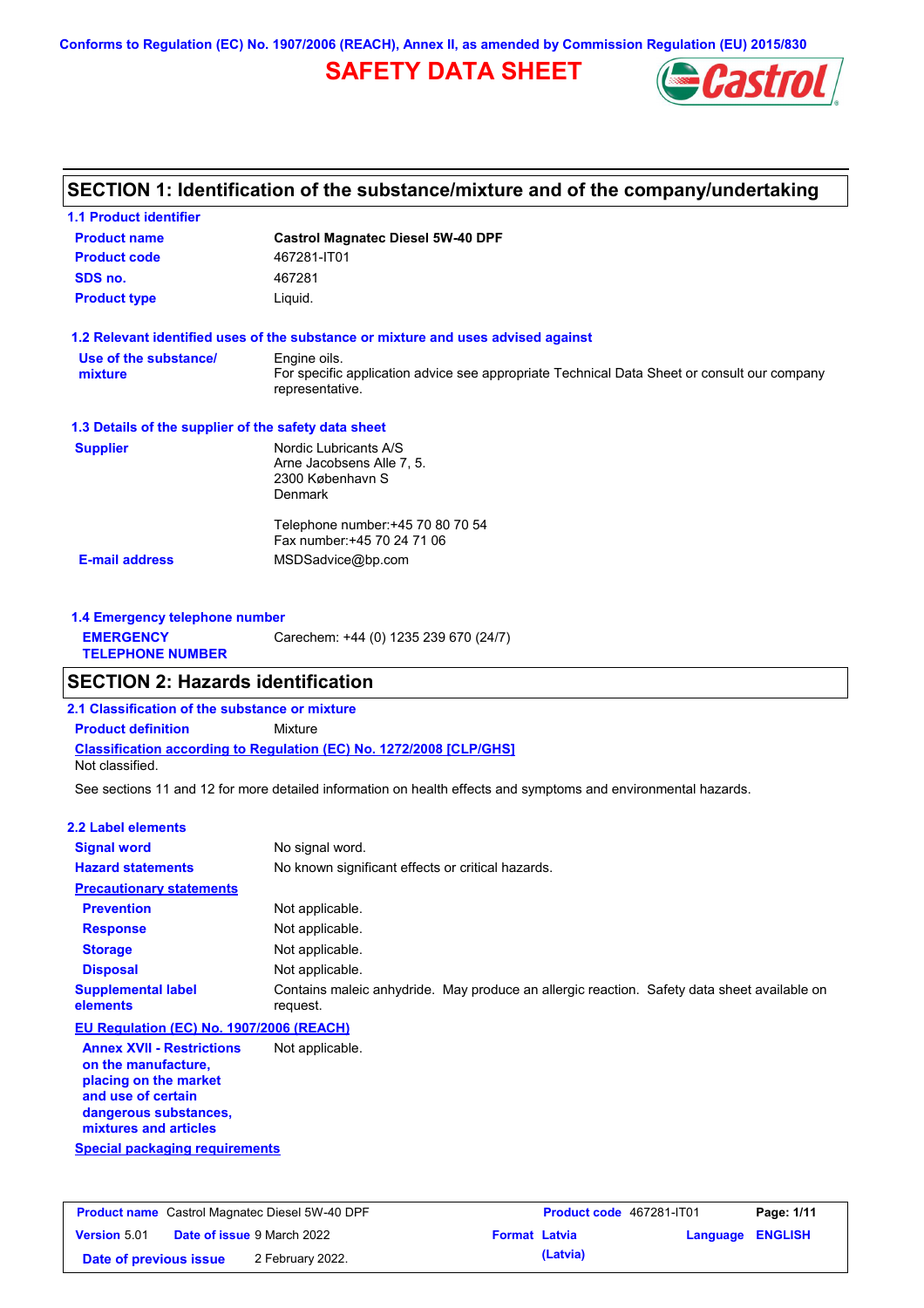Conforms to Regulation (EC) No. 1907/2006 (REACH), Annex II, as amended by Commission Regulation (EU) 2015/830

# SAFETY DATA SHEET

## SECTION 1: Identification of the substance/mixture and of the company/undertaking

### 1.1 Product identifier

| | |
|---|---|
| **Product name** | **Castrol Magnatec Diesel 5W-40 DPF** |
| **Product code** | 467281-IT01 |
| **SDS no.** | 467281 |
| **Product type** | Liquid. |

### 1.2 Relevant identified uses of the substance or mixture and uses advised against

| | |
|---|---|
| **Use of the substance/ mixture** | Engine oils. For specific application advice see appropriate Technical Data Sheet or consult our company representative. |

### 1.3 Details of the supplier of the safety data sheet

| | |
|---|---|
| **Supplier** | Nordic Lubricants A/S<br>Arne Jacobsens Alle 7, 5.<br>2300 København S<br>Denmark<br><br>Telephone number:+45 70 80 70 54<br>Fax number:+45 70 24 71 06 |
| **E-mail address** | MSDSadvice@bp.com |

### 1.4 Emergency telephone number

| | |
|---|---|
| **EMERGENCY TELEPHONE NUMBER** | Carechem: +44 (0) 1235 239 670 (24/7) |

## SECTION 2: Hazards identification

### 2.1 Classification of the substance or mixture

**Product definition** Mixture

**Classification according to Regulation (EC) No. 1272/2008 [CLP/GHS]**

Not classified.

See sections 11 and 12 for more detailed information on health effects and symptoms and environmental hazards.

### 2.2 Label elements

| | |
|---|---|
| **Signal word** | No signal word. |
| **Hazard statements** | No known significant effects or critical hazards. |
| **Precautionary statements** | |
| **Prevention** | Not applicable. |
| **Response** | Not applicable. |
| **Storage** | Not applicable. |
| **Disposal** | Not applicable. |
| **Supplemental label elements** | Contains maleic anhydride. May produce an allergic reaction. Safety data sheet available on request. |

**EU Regulation (EC) No. 1907/2006 (REACH)**

| | |
|---|---|
| **Annex XVII - Restrictions on the manufacture, placing on the market and use of certain dangerous substances, mixtures and articles** | Not applicable. |

**Special packaging requirements**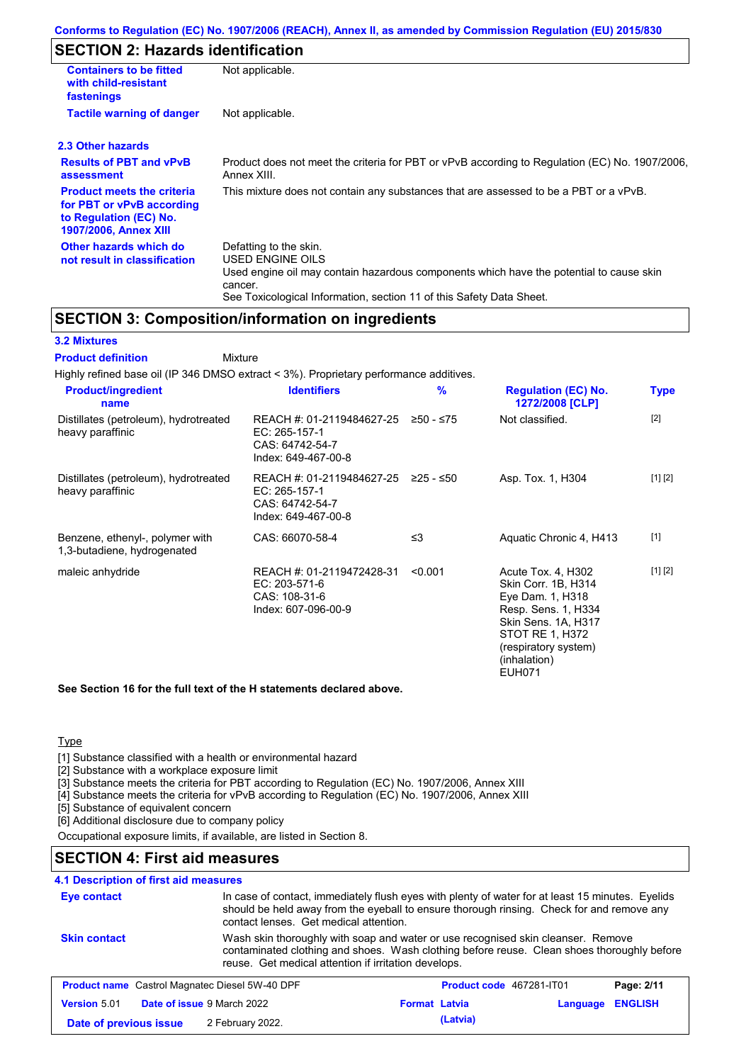Conforms to Regulation (EC) No. 1907/2006 (REACH), Annex II, as amended by Commission Regulation (EU) 2015/830

## SECTION 2: Hazards identification

| | |
|---|---|
| **Containers to be fitted with child-resistant fastenings** | Not applicable. |
| **Tactile warning of danger** | Not applicable. |

### 2.3 Other hazards

| | |
|---|---|
| **Results of PBT and vPvB assessment** | Product does not meet the criteria for PBT or vPvB according to Regulation (EC) No. 1907/2006, Annex XIII. |
| **Product meets the criteria for PBT or vPvB according to Regulation (EC) No. 1907/2006, Annex XIII** | This mixture does not contain any substances that are assessed to be a PBT or a vPvB. |
| **Other hazards which do not result in classification** | Defatting to the skin.<br>USED ENGINE OILS<br>Used engine oil may contain hazardous components which have the potential to cause skin cancer.<br>See Toxicological Information, section 11 of this Safety Data Sheet. |

## SECTION 3: Composition/information on ingredients

### 3.2 Mixtures

**Product definition** Mixture

Highly refined base oil (IP 346 DMSO extract < 3%). Proprietary performance additives.

| Product/ingredient name | Identifiers | % | Regulation (EC) No. 1272/2008 [CLP] | Type |
|---|---|---|---|---|
| Distillates (petroleum), hydrotreated heavy paraffinic | REACH #: 01-2119484627-25<br>EC: 265-157-1<br>CAS: 64742-54-7<br>Index: 649-467-00-8 | ≥50 - ≤75 | Not classified. | [2] |
| Distillates (petroleum), hydrotreated heavy paraffinic | REACH #: 01-2119484627-25<br>EC: 265-157-1<br>CAS: 64742-54-7<br>Index: 649-467-00-8 | ≥25 - ≤50 | Asp. Tox. 1, H304 | [1] [2] |
| Benzene, ethenyl-, polymer with 1,3-butadiene, hydrogenated | CAS: 66070-58-4 | ≤3 | Aquatic Chronic 4, H413 | [1] |
| maleic anhydride | REACH #: 01-2119472428-31<br>EC: 203-571-6<br>CAS: 108-31-6<br>Index: 607-096-00-9 | <0.001 | Acute Tox. 4, H302<br>Skin Corr. 1B, H314<br>Eye Dam. 1, H318<br>Resp. Sens. 1, H334<br>Skin Sens. 1A, H317<br>STOT RE 1, H372 (respiratory system) (inhalation)<br>EUH071 | [1] [2] |

**See Section 16 for the full text of the H statements declared above.**

Type

[1] Substance classified with a health or environmental hazard
[2] Substance with a workplace exposure limit
[3] Substance meets the criteria for PBT according to Regulation (EC) No. 1907/2006, Annex XIII
[4] Substance meets the criteria for vPvB according to Regulation (EC) No. 1907/2006, Annex XIII
[5] Substance of equivalent concern
[6] Additional disclosure due to company policy

Occupational exposure limits, if available, are listed in Section 8.

## SECTION 4: First aid measures

### 4.1 Description of first aid measures

| | |
|---|---|
| **Eye contact** | In case of contact, immediately flush eyes with plenty of water for at least 15 minutes. Eyelids should be held away from the eyeball to ensure thorough rinsing. Check for and remove any contact lenses. Get medical attention. |
| **Skin contact** | Wash skin thoroughly with soap and water or use recognised skin cleanser. Remove contaminated clothing and shoes. Wash clothing before reuse. Clean shoes thoroughly before reuse. Get medical attention if irritation develops. |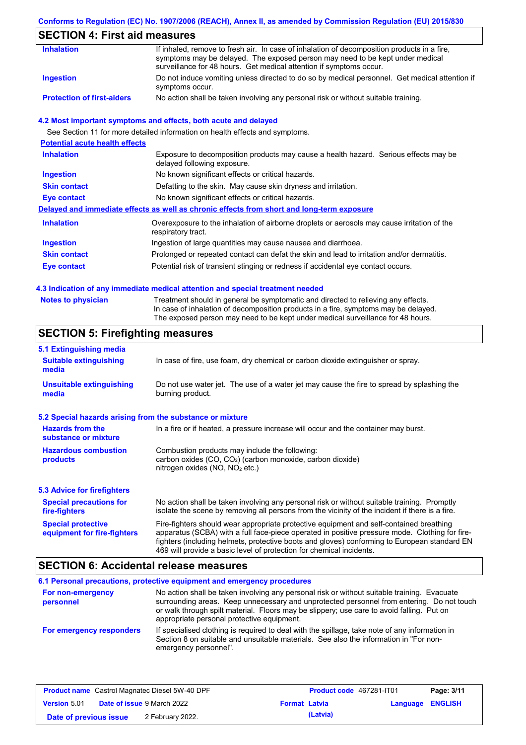## SECTION 4: First aid measures

| | |
|---|---|
| **Inhalation** | If inhaled, remove to fresh air. In case of inhalation of decomposition products in a fire, symptoms may be delayed. The exposed person may need to be kept under medical surveillance for 48 hours. Get medical attention if symptoms occur. |
| **Ingestion** | Do not induce vomiting unless directed to do so by medical personnel. Get medical attention if symptoms occur. |
| **Protection of first-aiders** | No action shall be taken involving any personal risk or without suitable training. |

### 4.2 Most important symptoms and effects, both acute and delayed

See Section 11 for more detailed information on health effects and symptoms.

**Potential acute health effects**

| | |
|---|---|
| **Inhalation** | Exposure to decomposition products may cause a health hazard. Serious effects may be delayed following exposure. |
| **Ingestion** | No known significant effects or critical hazards. |
| **Skin contact** | Defatting to the skin. May cause skin dryness and irritation. |
| **Eye contact** | No known significant effects or critical hazards. |

**Delayed and immediate effects as well as chronic effects from short and long-term exposure**

| | |
|---|---|
| **Inhalation** | Overexposure to the inhalation of airborne droplets or aerosols may cause irritation of the respiratory tract. |
| **Ingestion** | Ingestion of large quantities may cause nausea and diarrhoea. |
| **Skin contact** | Prolonged or repeated contact can defat the skin and lead to irritation and/or dermatitis. |
| **Eye contact** | Potential risk of transient stinging or redness if accidental eye contact occurs. |

### 4.3 Indication of any immediate medical attention and special treatment needed

| | |
|---|---|
| **Notes to physician** | Treatment should in general be symptomatic and directed to relieving any effects. In case of inhalation of decomposition products in a fire, symptoms may be delayed. The exposed person may need to be kept under medical surveillance for 48 hours. |

## SECTION 5: Firefighting measures

### 5.1 Extinguishing media

| | |
|---|---|
| **Suitable extinguishing media** | In case of fire, use foam, dry chemical or carbon dioxide extinguisher or spray. |
| **Unsuitable extinguishing media** | Do not use water jet. The use of a water jet may cause the fire to spread by splashing the burning product. |

### 5.2 Special hazards arising from the substance or mixture

| | |
|---|---|
| **Hazards from the substance or mixture** | In a fire or if heated, a pressure increase will occur and the container may burst. |
| **Hazardous combustion products** | Combustion products may include the following: carbon oxides (CO, $CO_2$) (carbon monoxide, carbon dioxide) nitrogen oxides (NO, $NO_2$ etc.) |

### 5.3 Advice for firefighters

| | |
|---|---|
| **Special precautions for fire-fighters** | No action shall be taken involving any personal risk or without suitable training. Promptly isolate the scene by removing all persons from the vicinity of the incident if there is a fire. |
| **Special protective equipment for fire-fighters** | Fire-fighters should wear appropriate protective equipment and self-contained breathing apparatus (SCBA) with a full face-piece operated in positive pressure mode. Clothing for fire-fighters (including helmets, protective boots and gloves) conforming to European standard EN 469 will provide a basic level of protection for chemical incidents. |

## SECTION 6: Accidental release measures

### 6.1 Personal precautions, protective equipment and emergency procedures

| | |
|---|---|
| **For non-emergency personnel** | No action shall be taken involving any personal risk or without suitable training. Evacuate surrounding areas. Keep unnecessary and unprotected personnel from entering. Do not touch or walk through spilt material. Floors may be slippery; use care to avoid falling. Put on appropriate personal protective equipment. |
| **For emergency responders** | If specialised clothing is required to deal with the spillage, take note of any information in Section 8 on suitable and unsuitable materials. See also the information in "For non-emergency personnel". |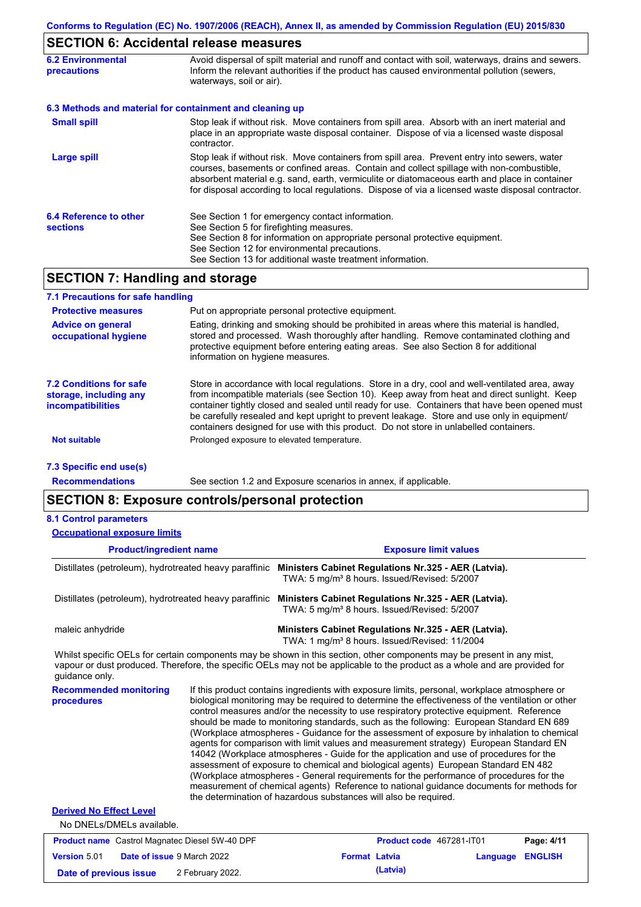## SECTION 6: Accidental release measures

| | |
|---|---|
| **6.2 Environmental precautions** | Avoid dispersal of spilt material and runoff and contact with soil, waterways, drains and sewers. Inform the relevant authorities if the product has caused environmental pollution (sewers, waterways, soil or air). |

### 6.3 Methods and material for containment and cleaning up

| | |
|---|---|
| **Small spill** | Stop leak if without risk. Move containers from spill area. Absorb with an inert material and place in an appropriate waste disposal container. Dispose of via a licensed waste disposal contractor. |
| **Large spill** | Stop leak if without risk. Move containers from spill area. Prevent entry into sewers, water courses, basements or confined areas. Contain and collect spillage with non-combustible, absorbent material e.g. sand, earth, vermiculite or diatomaceous earth and place in container for disposal according to local regulations. Dispose of via a licensed waste disposal contractor. |
| **6.4 Reference to other sections** | See Section 1 for emergency contact information.<br>See Section 5 for firefighting measures.<br>See Section 8 for information on appropriate personal protective equipment.<br>See Section 12 for environmental precautions.<br>See Section 13 for additional waste treatment information. |

## SECTION 7: Handling and storage

### 7.1 Precautions for safe handling

| | |
|---|---|
| **Protective measures** | Put on appropriate personal protective equipment. |
| **Advice on general occupational hygiene** | Eating, drinking and smoking should be prohibited in areas where this material is handled, stored and processed. Wash thoroughly after handling. Remove contaminated clothing and protective equipment before entering eating areas. See also Section 8 for additional information on hygiene measures. |
| **7.2 Conditions for safe storage, including any incompatibilities** | Store in accordance with local regulations. Store in a dry, cool and well-ventilated area, away from incompatible materials (see Section 10). Keep away from heat and direct sunlight. Keep container tightly closed and sealed until ready for use. Containers that have been opened must be carefully resealed and kept upright to prevent leakage. Store and use only in equipment/ containers designed for use with this product. Do not store in unlabelled containers. |
| **Not suitable** | Prolonged exposure to elevated temperature. |

### 7.3 Specific end use(s)

| | |
|---|---|
| **Recommendations** | See section 1.2 and Exposure scenarios in annex, if applicable. |

## SECTION 8: Exposure controls/personal protection

### 8.1 Control parameters

**Occupational exposure limits**

| Product/ingredient name | Exposure limit values |
|---|---|
| Distillates (petroleum), hydrotreated heavy paraffinic | **Ministers Cabinet Regulations Nr.325 - AER (Latvia).**<br>TWA: 5 mg/m³ 8 hours. Issued/Revised: 5/2007 |
| Distillates (petroleum), hydrotreated heavy paraffinic | **Ministers Cabinet Regulations Nr.325 - AER (Latvia).**<br>TWA: 5 mg/m³ 8 hours. Issued/Revised: 5/2007 |
| maleic anhydride | **Ministers Cabinet Regulations Nr.325 - AER (Latvia).**<br>TWA: 1 mg/m³ 8 hours. Issued/Revised: 11/2004 |

Whilst specific OELs for certain components may be shown in this section, other components may be present in any mist, vapour or dust produced. Therefore, the specific OELs may not be applicable to the product as a whole and are provided for guidance only.

| | |
|---|---|
| **Recommended monitoring procedures** | If this product contains ingredients with exposure limits, personal, workplace atmosphere or biological monitoring may be required to determine the effectiveness of the ventilation or other control measures and/or the necessity to use respiratory protective equipment. Reference should be made to monitoring standards, such as the following: European Standard EN 689 (Workplace atmospheres - Guidance for the assessment of exposure by inhalation to chemical agents for comparison with limit values and measurement strategy) European Standard EN 14042 (Workplace atmospheres - Guide for the application and use of procedures for the assessment of exposure to chemical and biological agents) European Standard EN 482 (Workplace atmospheres - General requirements for the performance of procedures for the measurement of chemical agents) Reference to national guidance documents for methods for the determination of hazardous substances will also be required. |

**Derived No Effect Level**

No DNELs/DMELs available.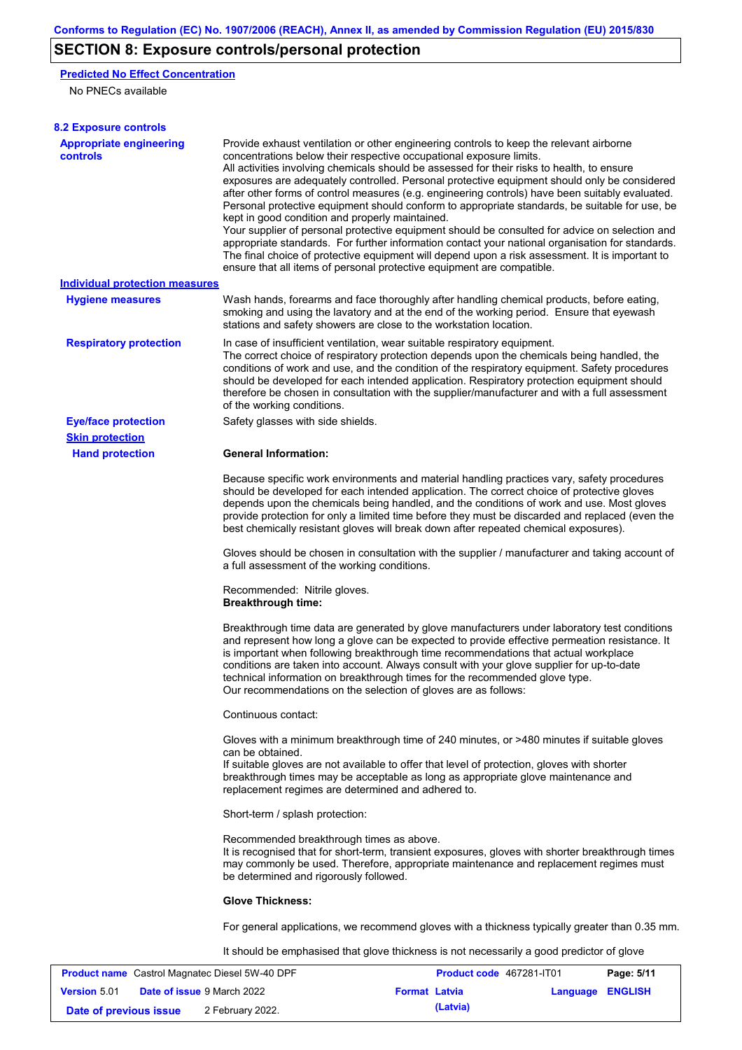## SECTION 8: Exposure controls/personal protection

**Predicted No Effect Concentration**

No PNECs available

### 8.2 Exposure controls

**Appropriate engineering controls**

Provide exhaust ventilation or other engineering controls to keep the relevant airborne concentrations below their respective occupational exposure limits.
All activities involving chemicals should be assessed for their risks to health, to ensure exposures are adequately controlled. Personal protective equipment should only be considered after other forms of control measures (e.g. engineering controls) have been suitably evaluated. Personal protective equipment should conform to appropriate standards, be suitable for use, be kept in good condition and properly maintained.
Your supplier of personal protective equipment should be consulted for advice on selection and appropriate standards. For further information contact your national organisation for standards.
The final choice of protective equipment will depend upon a risk assessment. It is important to ensure that all items of personal protective equipment are compatible.

**Individual protection measures**

**Hygiene measures**

Wash hands, forearms and face thoroughly after handling chemical products, before eating, smoking and using the lavatory and at the end of the working period. Ensure that eyewash stations and safety showers are close to the workstation location.

**Respiratory protection**

In case of insufficient ventilation, wear suitable respiratory equipment.
The correct choice of respiratory protection depends upon the chemicals being handled, the conditions of work and use, and the condition of the respiratory equipment. Safety procedures should be developed for each intended application. Respiratory protection equipment should therefore be chosen in consultation with the supplier/manufacturer and with a full assessment of the working conditions.

**Eye/face protection**

Safety glasses with side shields.

**Skin protection**

**Hand protection**

**General Information:**

Because specific work environments and material handling practices vary, safety procedures should be developed for each intended application. The correct choice of protective gloves depends upon the chemicals being handled, and the conditions of work and use. Most gloves provide protection for only a limited time before they must be discarded and replaced (even the best chemically resistant gloves will break down after repeated chemical exposures).

Gloves should be chosen in consultation with the supplier / manufacturer and taking account of a full assessment of the working conditions.

Recommended: Nitrile gloves.
**Breakthrough time:**

Breakthrough time data are generated by glove manufacturers under laboratory test conditions and represent how long a glove can be expected to provide effective permeation resistance. It is important when following breakthrough time recommendations that actual workplace conditions are taken into account. Always consult with your glove supplier for up-to-date technical information on breakthrough times for the recommended glove type.
Our recommendations on the selection of gloves are as follows:

Continuous contact:

Gloves with a minimum breakthrough time of 240 minutes, or >480 minutes if suitable gloves can be obtained.
If suitable gloves are not available to offer that level of protection, gloves with shorter breakthrough times may be acceptable as long as appropriate glove maintenance and replacement regimes are determined and adhered to.

Short-term / splash protection:

Recommended breakthrough times as above.
It is recognised that for short-term, transient exposures, gloves with shorter breakthrough times may commonly be used. Therefore, appropriate maintenance and replacement regimes must be determined and rigorously followed.

**Glove Thickness:**

For general applications, we recommend gloves with a thickness typically greater than 0.35 mm.

It should be emphasised that glove thickness is not necessarily a good predictor of glove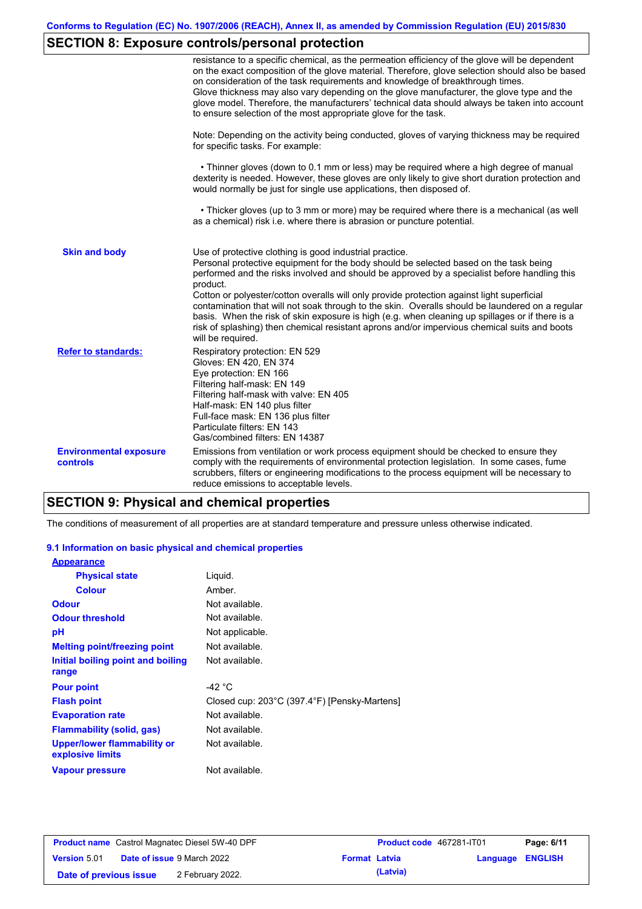## SECTION 8: Exposure controls/personal protection

resistance to a specific chemical, as the permeation efficiency of the glove will be dependent on the exact composition of the glove material. Therefore, glove selection should also be based on consideration of the task requirements and knowledge of breakthrough times.
Glove thickness may also vary depending on the glove manufacturer, the glove type and the glove model. Therefore, the manufacturers' technical data should always be taken into account to ensure selection of the most appropriate glove for the task.

Note: Depending on the activity being conducted, gloves of varying thickness may be required for specific tasks. For example:

• Thinner gloves (down to 0.1 mm or less) may be required where a high degree of manual dexterity is needed. However, these gloves are only likely to give short duration protection and would normally be just for single use applications, then disposed of.

• Thicker gloves (up to 3 mm or more) may be required where there is a mechanical (as well as a chemical) risk i.e. where there is abrasion or puncture potential.

**Skin and body**

Use of protective clothing is good industrial practice.
Personal protective equipment for the body should be selected based on the task being performed and the risks involved and should be approved by a specialist before handling this product.
Cotton or polyester/cotton overalls will only provide protection against light superficial contamination that will not soak through to the skin. Overalls should be laundered on a regular basis. When the risk of skin exposure is high (e.g. when cleaning up spillages or if there is a risk of splashing) then chemical resistant aprons and/or impervious chemical suits and boots will be required.

**Refer to standards:**

Respiratory protection: EN 529
Gloves: EN 420, EN 374
Eye protection: EN 166
Filtering half-mask: EN 149
Filtering half-mask with valve: EN 405
Half-mask: EN 140 plus filter
Full-face mask: EN 136 plus filter
Particulate filters: EN 143
Gas/combined filters: EN 14387

**Environmental exposure controls**

Emissions from ventilation or work process equipment should be checked to ensure they comply with the requirements of environmental protection legislation. In some cases, fume scrubbers, filters or engineering modifications to the process equipment will be necessary to reduce emissions to acceptable levels.

## SECTION 9: Physical and chemical properties

The conditions of measurement of all properties are at standard temperature and pressure unless otherwise indicated.

### 9.1 Information on basic physical and chemical properties

**Appearance**

| | |
|---|---|
| **Physical state** | Liquid. |
| **Colour** | Amber. |
| **Odour** | Not available. |
| **Odour threshold** | Not available. |
| **pH** | Not applicable. |
| **Melting point/freezing point** | Not available. |
| **Initial boiling point and boiling range** | Not available. |
| **Pour point** | -42 °C |
| **Flash point** | Closed cup: 203°C (397.4°F) [Pensky-Martens] |
| **Evaporation rate** | Not available. |
| **Flammability (solid, gas)** | Not available. |
| **Upper/lower flammability or explosive limits** | Not available. |
| **Vapour pressure** | Not available. |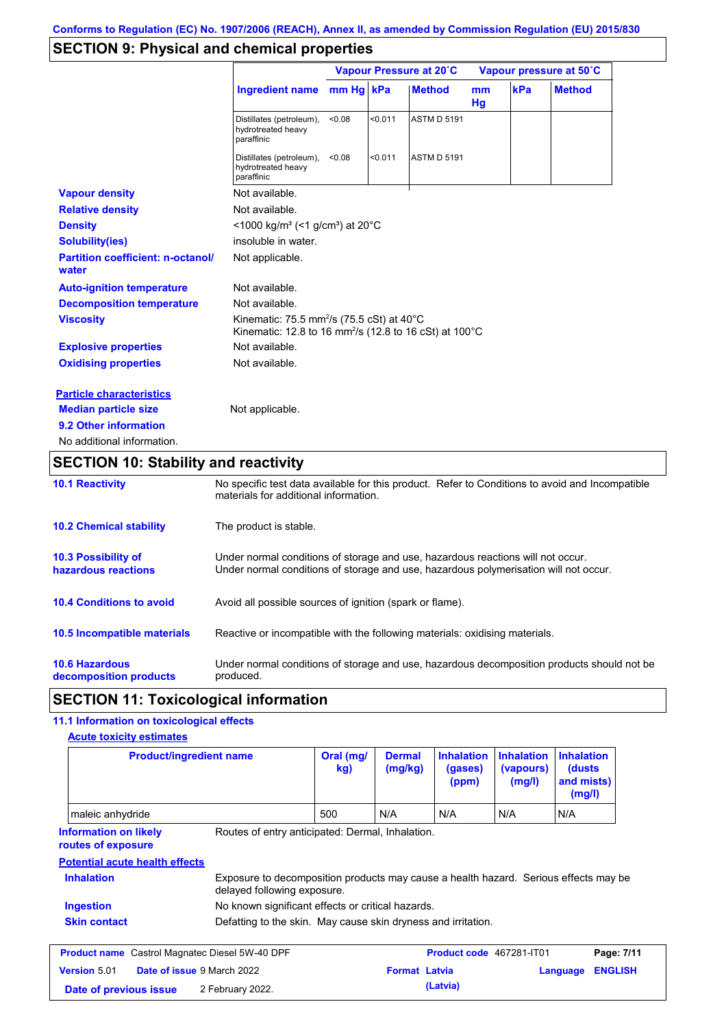Conforms to Regulation (EC) No. 1907/2006 (REACH), Annex II, as amended by Commission Regulation (EU) 2015/830

## SECTION 9: Physical and chemical properties

| Ingredient name | Vapour Pressure at 20˚C mm Hg | kPa | Method | Vapour pressure at 50˚C mm Hg | kPa | Method |
|---|---|---|---|---|---|---|
| Distillates (petroleum), hydrotreated heavy paraffinic | <0.08 | <0.011 | ASTM D 5191 | | | |
| Distillates (petroleum), hydrotreated heavy paraffinic | <0.08 | <0.011 | ASTM D 5191 | | | |

**Vapour density**: Not available.

**Relative density**: Not available.

**Density**: <1000 kg/m³ (<1 g/cm³) at 20°C

**Solubility(ies)**: insoluble in water.

**Partition coefficient: n-octanol/water**: Not applicable.

**Auto-ignition temperature**: Not available.

**Decomposition temperature**: Not available.

**Viscosity**: Kinematic: 75.5 mm²/s (75.5 cSt) at 40°C
Kinematic: 12.8 to 16 mm²/s (12.8 to 16 cSt) at 100°C

**Explosive properties**: Not available.

**Oxidising properties**: Not available.

**Particle characteristics**

**Median particle size**: Not applicable.

**9.2 Other information**

No additional information.

## SECTION 10: Stability and reactivity

**10.1 Reactivity**: No specific test data available for this product. Refer to Conditions to avoid and Incompatible materials for additional information.

**10.2 Chemical stability**: The product is stable.

**10.3 Possibility of hazardous reactions**: Under normal conditions of storage and use, hazardous reactions will not occur.
Under normal conditions of storage and use, hazardous polymerisation will not occur.

**10.4 Conditions to avoid**: Avoid all possible sources of ignition (spark or flame).

**10.5 Incompatible materials**: Reactive or incompatible with the following materials: oxidising materials.

**10.6 Hazardous decomposition products**: Under normal conditions of storage and use, hazardous decomposition products should not be produced.

## SECTION 11: Toxicological information

**11.1 Information on toxicological effects**

**Acute toxicity estimates**

| Product/ingredient name | Oral (mg/kg) | Dermal (mg/kg) | Inhalation (gases) (ppm) | Inhalation (vapours) (mg/l) | Inhalation (dusts and mists) (mg/l) |
|---|---|---|---|---|---|
| maleic anhydride | 500 | N/A | N/A | N/A | N/A |

**Information on likely routes of exposure**: Routes of entry anticipated: Dermal, Inhalation.

**Potential acute health effects**

**Inhalation**: Exposure to decomposition products may cause a health hazard. Serious effects may be delayed following exposure.

**Ingestion**: No known significant effects or critical hazards.

**Skin contact**: Defatting to the skin. May cause skin dryness and irritation.

| Product name | Castrol Magnatec Diesel 5W-40 DPF | Product code | 467281-IT01 | |
|---|---|---|---|---|
| Version | 5.01 | Date of issue 9 March 2022 | Format Latvia (Latvia) | Language ENGLISH |
| Date of previous issue | 2 February 2022. | | | |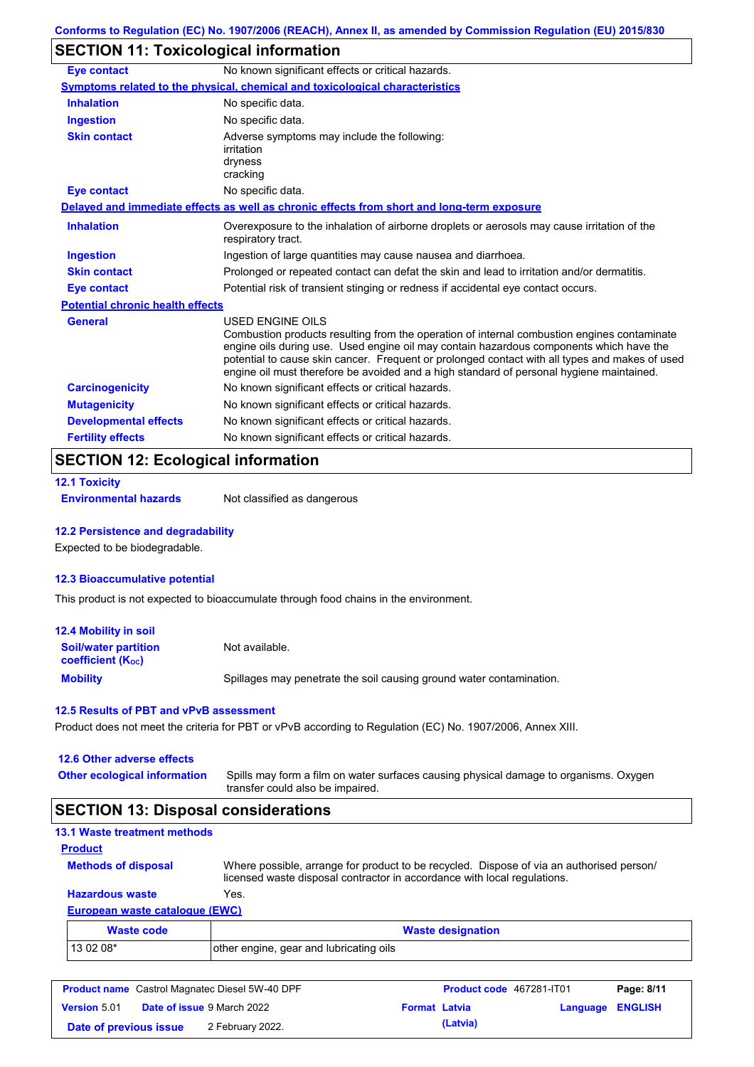## SECTION 11: Toxicological information

**Eye contact** No known significant effects or critical hazards.

**Symptoms related to the physical, chemical and toxicological characteristics**

**Inhalation** No specific data.

**Ingestion** No specific data.

**Skin contact** Adverse symptoms may include the following:
irritation
dryness
cracking

**Eye contact** No specific data.

**Delayed and immediate effects as well as chronic effects from short and long-term exposure**

**Inhalation** Overexposure to the inhalation of airborne droplets or aerosols may cause irritation of the respiratory tract.

**Ingestion** Ingestion of large quantities may cause nausea and diarrhoea.

**Skin contact** Prolonged or repeated contact can defat the skin and lead to irritation and/or dermatitis.

**Eye contact** Potential risk of transient stinging or redness if accidental eye contact occurs.

**Potential chronic health effects**

**General** USED ENGINE OILS
Combustion products resulting from the operation of internal combustion engines contaminate engine oils during use. Used engine oil may contain hazardous components which have the potential to cause skin cancer. Frequent or prolonged contact with all types and makes of used engine oil must therefore be avoided and a high standard of personal hygiene maintained.

**Carcinogenicity** No known significant effects or critical hazards.

**Mutagenicity** No known significant effects or critical hazards.

**Developmental effects** No known significant effects or critical hazards.

**Fertility effects** No known significant effects or critical hazards.

## SECTION 12: Ecological information

### 12.1 Toxicity

**Environmental hazards** Not classified as dangerous

### 12.2 Persistence and degradability

Expected to be biodegradable.

### 12.3 Bioaccumulative potential

This product is not expected to bioaccumulate through food chains in the environment.

### 12.4 Mobility in soil

**Soil/water partition coefficient ($K_{OC}$)** Not available.

**Mobility** Spillages may penetrate the soil causing ground water contamination.

### 12.5 Results of PBT and vPvB assessment

Product does not meet the criteria for PBT or vPvB according to Regulation (EC) No. 1907/2006, Annex XIII.

### 12.6 Other adverse effects

**Other ecological information** Spills may form a film on water surfaces causing physical damage to organisms. Oxygen transfer could also be impaired.

## SECTION 13: Disposal considerations

### 13.1 Waste treatment methods

**Product**

**Methods of disposal** Where possible, arrange for product to be recycled. Dispose of via an authorised person/ licensed waste disposal contractor in accordance with local regulations.

**Hazardous waste** Yes.

**European waste catalogue (EWC)**

| Waste code | Waste designation |
|---|---|
| 13 02 08* | other engine, gear and lubricating oils |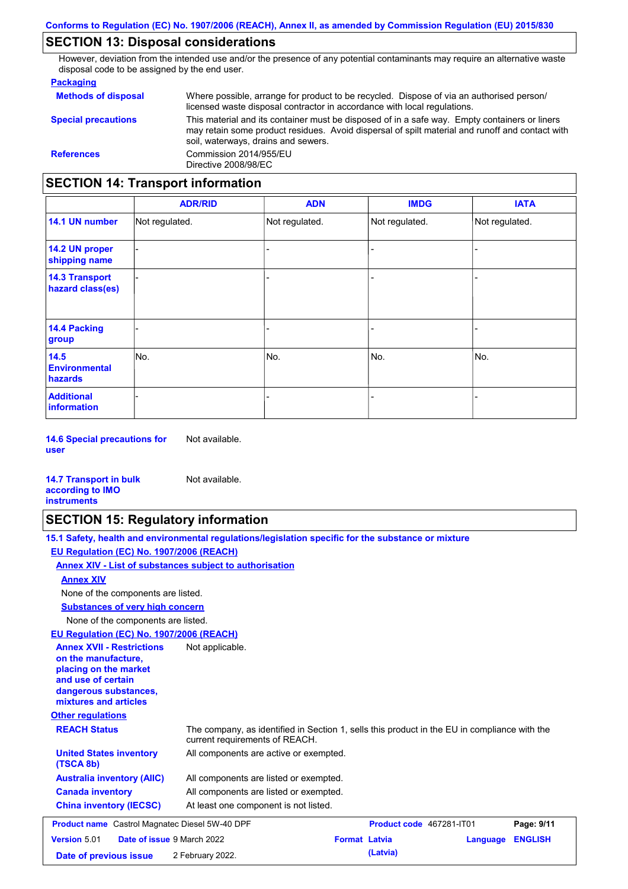## SECTION 13: Disposal considerations

However, deviation from the intended use and/or the presence of any potential contaminants may require an alternative waste disposal code to be assigned by the end user.

**Packaging**

**Methods of disposal** Where possible, arrange for product to be recycled. Dispose of via an authorised person/ licensed waste disposal contractor in accordance with local regulations.

**Special precautions** This material and its container must be disposed of in a safe way. Empty containers or liners may retain some product residues. Avoid dispersal of spilt material and runoff and contact with soil, waterways, drains and sewers.

**References** Commission 2014/955/EU
Directive 2008/98/EC

## SECTION 14: Transport information

| | ADR/RID | ADN | IMDG | IATA |
|---|---|---|---|---|
| **14.1 UN number** | Not regulated. | Not regulated. | Not regulated. | Not regulated. |
| **14.2 UN proper shipping name** | - | - | - | - |
| **14.3 Transport hazard class(es)** | - | - | - | - |
| **14.4 Packing group** | - | - | - | - |
| **14.5 Environmental hazards** | No. | No. | No. | No. |
| **Additional information** | - | - | - | - |

**14.6 Special precautions for user** Not available.

**14.7 Transport in bulk according to IMO instruments** Not available.

## SECTION 15: Regulatory information

**15.1 Safety, health and environmental regulations/legislation specific for the substance or mixture**

**EU Regulation (EC) No. 1907/2006 (REACH)**

**Annex XIV - List of substances subject to authorisation**

**Annex XIV**

None of the components are listed.

**Substances of very high concern**

None of the components are listed.

**EU Regulation (EC) No. 1907/2006 (REACH)**

**Annex XVII - Restrictions on the manufacture, placing on the market and use of certain dangerous substances, mixtures and articles** Not applicable.

**Other regulations**

**REACH Status** The company, as identified in Section 1, sells this product in the EU in compliance with the current requirements of REACH.

**United States inventory (TSCA 8b)** All components are active or exempted.

**Australia inventory (AIIC)** All components are listed or exempted.

**Canada inventory** All components are listed or exempted.

**China inventory (IECSC)** At least one component is not listed.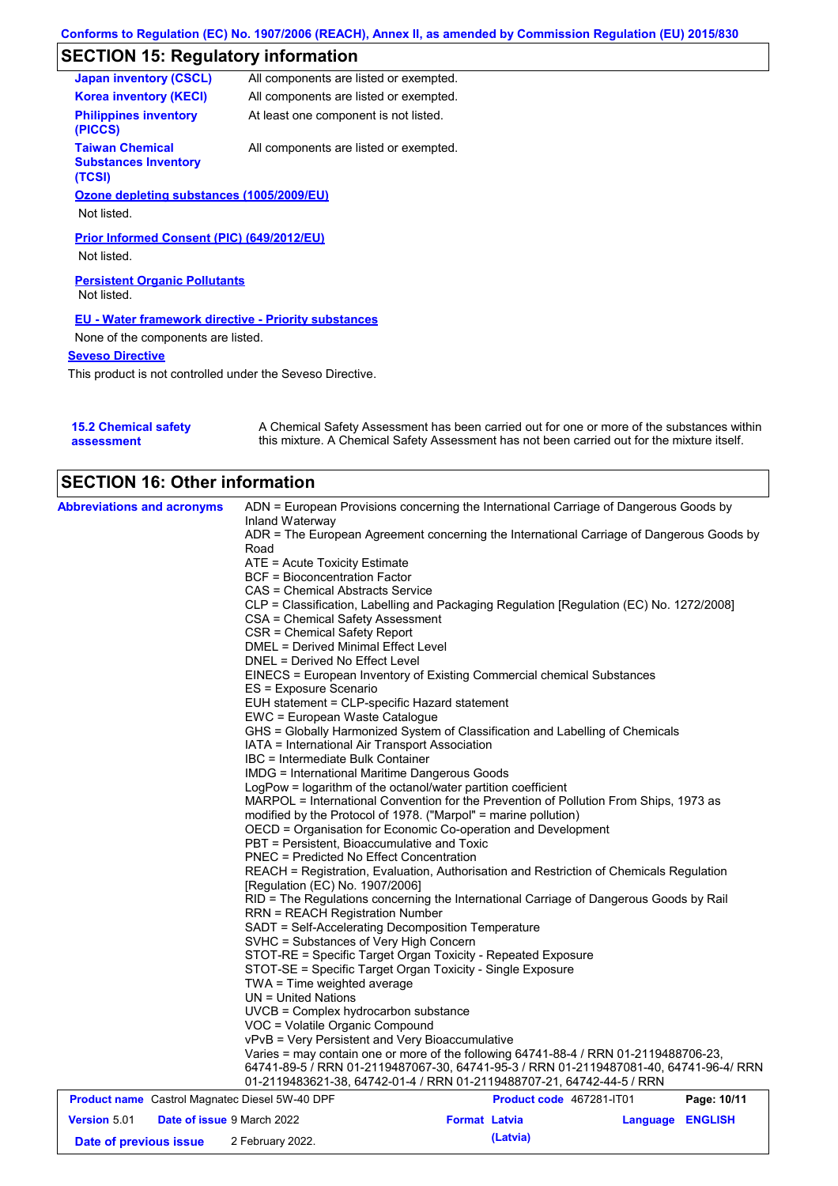## SECTION 15: Regulatory information

| | |
|---|---|
| **Japan inventory (CSCL)** | All components are listed or exempted. |
| **Korea inventory (KECI)** | All components are listed or exempted. |
| **Philippines inventory (PICCS)** | At least one component is not listed. |
| **Taiwan Chemical Substances Inventory (TCSI)** | All components are listed or exempted. |

**Ozone depleting substances (1005/2009/EU)**

Not listed.

**Prior Informed Consent (PIC) (649/2012/EU)**

Not listed.

**Persistent Organic Pollutants**

Not listed.

**EU - Water framework directive - Priority substances**

None of the components are listed.

**Seveso Directive**

This product is not controlled under the Seveso Directive.

**15.2 Chemical safety assessment**

A Chemical Safety Assessment has been carried out for one or more of the substances within this mixture. A Chemical Safety Assessment has not been carried out for the mixture itself.

## SECTION 16: Other information

**Abbreviations and acronyms**

ADN = European Provisions concerning the International Carriage of Dangerous Goods by Inland Waterway
ADR = The European Agreement concerning the International Carriage of Dangerous Goods by Road
ATE = Acute Toxicity Estimate
BCF = Bioconcentration Factor
CAS = Chemical Abstracts Service
CLP = Classification, Labelling and Packaging Regulation [Regulation (EC) No. 1272/2008]
CSA = Chemical Safety Assessment
CSR = Chemical Safety Report
DMEL = Derived Minimal Effect Level
DNEL = Derived No Effect Level
EINECS = European Inventory of Existing Commercial chemical Substances
ES = Exposure Scenario
EUH statement = CLP-specific Hazard statement
EWC = European Waste Catalogue
GHS = Globally Harmonized System of Classification and Labelling of Chemicals
IATA = International Air Transport Association
IBC = Intermediate Bulk Container
IMDG = International Maritime Dangerous Goods
LogPow = logarithm of the octanol/water partition coefficient
MARPOL = International Convention for the Prevention of Pollution From Ships, 1973 as modified by the Protocol of 1978. ("Marpol" = marine pollution)
OECD = Organisation for Economic Co-operation and Development
PBT = Persistent, Bioaccumulative and Toxic
PNEC = Predicted No Effect Concentration
REACH = Registration, Evaluation, Authorisation and Restriction of Chemicals Regulation [Regulation (EC) No. 1907/2006]
RID = The Regulations concerning the International Carriage of Dangerous Goods by Rail
RRN = REACH Registration Number
SADT = Self-Accelerating Decomposition Temperature
SVHC = Substances of Very High Concern
STOT-RE = Specific Target Organ Toxicity - Repeated Exposure
STOT-SE = Specific Target Organ Toxicity - Single Exposure
TWA = Time weighted average
UN = United Nations
UVCB = Complex hydrocarbon substance
VOC = Volatile Organic Compound
vPvB = Very Persistent and Very Bioaccumulative
Varies = may contain one or more of the following 64741-88-4 / RRN 01-2119488706-23, 64741-89-5 / RRN 01-2119487067-30, 64741-95-3 / RRN 01-2119487081-40, 64741-96-4/ RRN 01-2119483621-38, 64742-01-4 / RRN 01-2119488707-21, 64742-44-5 / RRN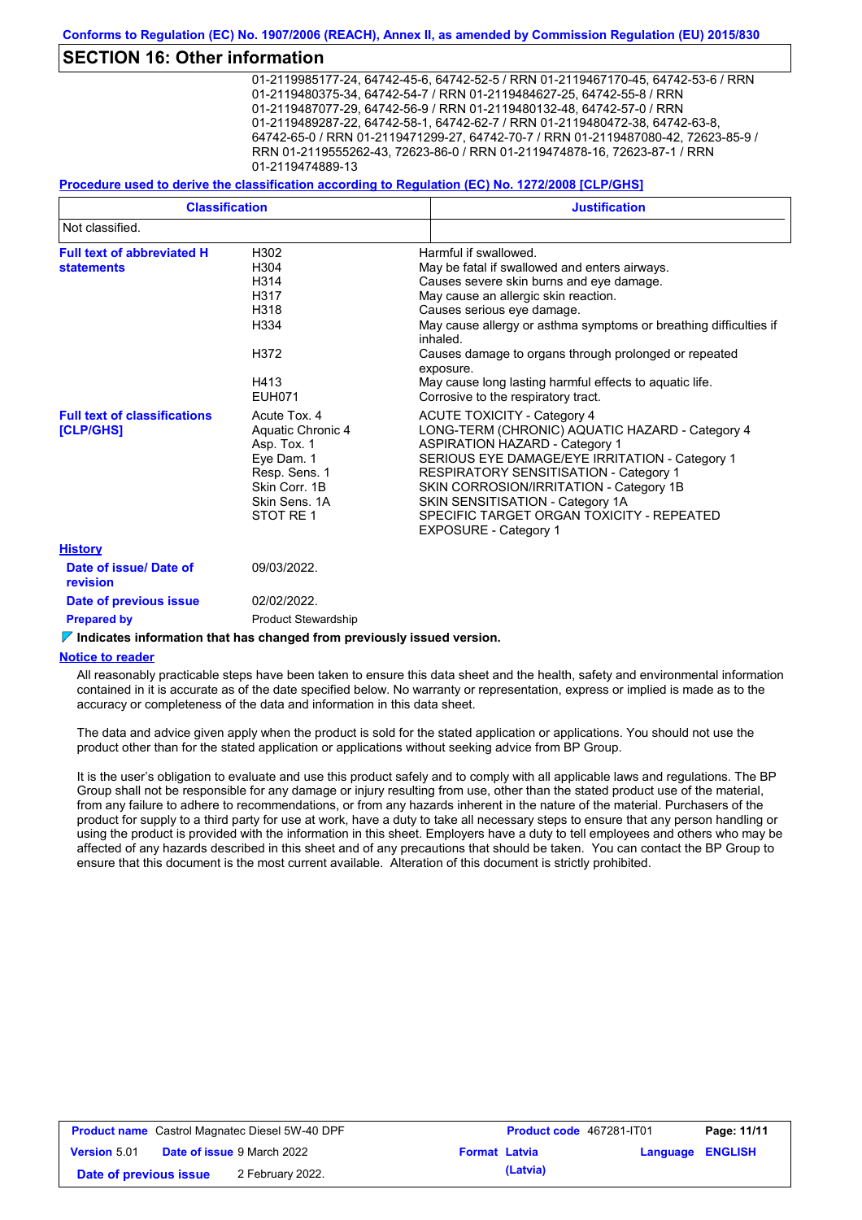## SECTION 16: Other information

01-2119985177-24, 64742-45-6, 64742-52-5 / RRN 01-2119467170-45, 64742-53-6 / RRN 01-2119480375-34, 64742-54-7 / RRN 01-2119484627-25, 64742-55-8 / RRN 01-2119487077-29, 64742-56-9 / RRN 01-2119480132-48, 64742-57-0 / RRN 01-2119489287-22, 64742-58-1, 64742-62-7 / RRN 01-2119480472-38, 64742-63-8, 64742-65-0 / RRN 01-2119471299-27, 64742-70-7 / RRN 01-2119487080-42, 72623-85-9 / RRN 01-2119555262-43, 72623-86-0 / RRN 01-2119474878-16, 72623-87-1 / RRN 01-2119474889-13

**Procedure used to derive the classification according to Regulation (EC) No. 1272/2008 [CLP/GHS]**

| Classification | Justification |
|---|---|
| Not classified. | |

**Full text of abbreviated H statements**

| | | |
|---|---|---|
| | H302 | Harmful if swallowed. |
| | H304 | May be fatal if swallowed and enters airways. |
| | H314 | Causes severe skin burns and eye damage. |
| | H317 | May cause an allergic skin reaction. |
| | H318 | Causes serious eye damage. |
| | H334 | May cause allergy or asthma symptoms or breathing difficulties if inhaled. |
| | H372 | Causes damage to organs through prolonged or repeated exposure. |
| | H413 | May cause long lasting harmful effects to aquatic life. |
| | EUH071 | Corrosive to the respiratory tract. |

**Full text of classifications [CLP/GHS]**

| | | |
|---|---|---|
| | Acute Tox. 4 | ACUTE TOXICITY - Category 4 |
| | Aquatic Chronic 4 | LONG-TERM (CHRONIC) AQUATIC HAZARD - Category 4 |
| | Asp. Tox. 1 | ASPIRATION HAZARD - Category 1 |
| | Eye Dam. 1 | SERIOUS EYE DAMAGE/EYE IRRITATION - Category 1 |
| | Resp. Sens. 1 | RESPIRATORY SENSITISATION - Category 1 |
| | Skin Corr. 1B | SKIN CORROSION/IRRITATION - Category 1B |
| | Skin Sens. 1A | SKIN SENSITISATION - Category 1A |
| | STOT RE 1 | SPECIFIC TARGET ORGAN TOXICITY - REPEATED EXPOSURE - Category 1 |

**History**

**Date of issue/ Date of revision** 09/03/2022.

**Date of previous issue** 02/02/2022.

**Prepared by** Product Stewardship

**Indicates information that has changed from previously issued version.**

**Notice to reader**

All reasonably practicable steps have been taken to ensure this data sheet and the health, safety and environmental information contained in it is accurate as of the date specified below. No warranty or representation, express or implied is made as to the accuracy or completeness of the data and information in this data sheet.

The data and advice given apply when the product is sold for the stated application or applications. You should not use the product other than for the stated application or applications without seeking advice from BP Group.

It is the user's obligation to evaluate and use this product safely and to comply with all applicable laws and regulations. The BP Group shall not be responsible for any damage or injury resulting from use, other than the stated product use of the material, from any failure to adhere to recommendations, or from any hazards inherent in the nature of the material. Purchasers of the product for supply to a third party for use at work, have a duty to take all necessary steps to ensure that any person handling or using the product is provided with the information in this sheet. Employers have a duty to tell employees and others who may be affected of any hazards described in this sheet and of any precautions that should be taken. You can contact the BP Group to ensure that this document is the most current available. Alteration of this document is strictly prohibited.